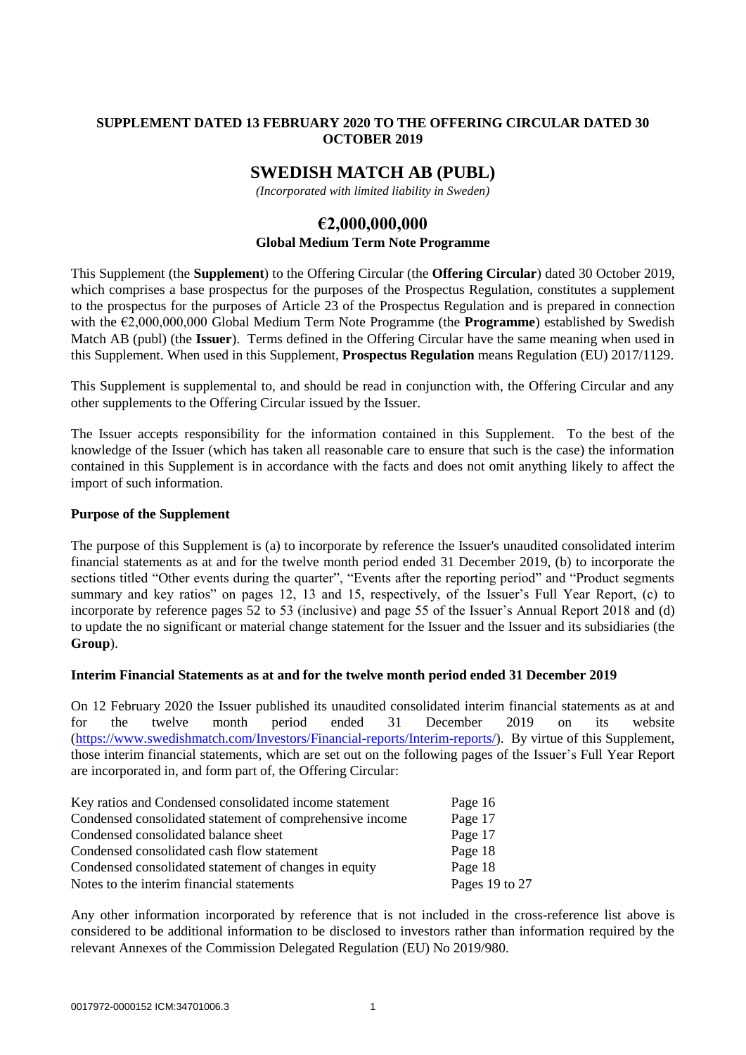**SUPPLEMENT DATED 13 FEBRUARY 2020 TO THE OFFERING CIRCULAR DATED 30 OCTOBER 2019**

# SWEDISH MATCH AB (PUBL)

*(Incorporated with limited liability in Sweden)*

## €2,000,000,000

### Global Medium Term Note Programme

This Supplement (the **Supplement**) to the Offering Circular (the **Offering Circular**) dated 30 October 2019, which comprises a base prospectus for the purposes of the Prospectus Regulation, constitutes a supplement to the prospectus for the purposes of Article 23 of the Prospectus Regulation and is prepared in connection with the €2,000,000,000 Global Medium Term Note Programme (the **Programme**) established by Swedish Match AB (publ) (the **Issuer**). Terms defined in the Offering Circular have the same meaning when used in this Supplement. When used in this Supplement, **Prospectus Regulation** means Regulation (EU) 2017/1129.

This Supplement is supplemental to, and should be read in conjunction with, the Offering Circular and any other supplements to the Offering Circular issued by the Issuer.

The Issuer accepts responsibility for the information contained in this Supplement. To the best of the knowledge of the Issuer (which has taken all reasonable care to ensure that such is the case) the information contained in this Supplement is in accordance with the facts and does not omit anything likely to affect the import of such information.

**Purpose of the Supplement**

The purpose of this Supplement is (a) to incorporate by reference the Issuer's unaudited consolidated interim financial statements as at and for the twelve month period ended 31 December 2019, (b) to incorporate the sections titled "Other events during the quarter", "Events after the reporting period" and "Product segments summary and key ratios" on pages 12, 13 and 15, respectively, of the Issuer's Full Year Report, (c) to incorporate by reference pages 52 to 53 (inclusive) and page 55 of the Issuer's Annual Report 2018 and (d) to update the no significant or material change statement for the Issuer and the Issuer and its subsidiaries (the **Group**).

**Interim Financial Statements as at and for the twelve month period ended 31 December 2019**

On 12 February 2020 the Issuer published its unaudited consolidated interim financial statements as at and for the twelve month period ended 31 December 2019 on its website (https://www.swedishmatch.com/Investors/Financial-reports/Interim-reports/). By virtue of this Supplement, those interim financial statements, which are set out on the following pages of the Issuer's Full Year Report are incorporated in, and form part of, the Offering Circular:

| | |
|---|---|
| Key ratios and Condensed consolidated income statement | Page 16 |
| Condensed consolidated statement of comprehensive income | Page 17 |
| Condensed consolidated balance sheet | Page 17 |
| Condensed consolidated cash flow statement | Page 18 |
| Condensed consolidated statement of changes in equity | Page 18 |
| Notes to the interim financial statements | Pages 19 to 27 |

Any other information incorporated by reference that is not included in the cross-reference list above is considered to be additional information to be disclosed to investors rather than information required by the relevant Annexes of the Commission Delegated Regulation (EU) No 2019/980.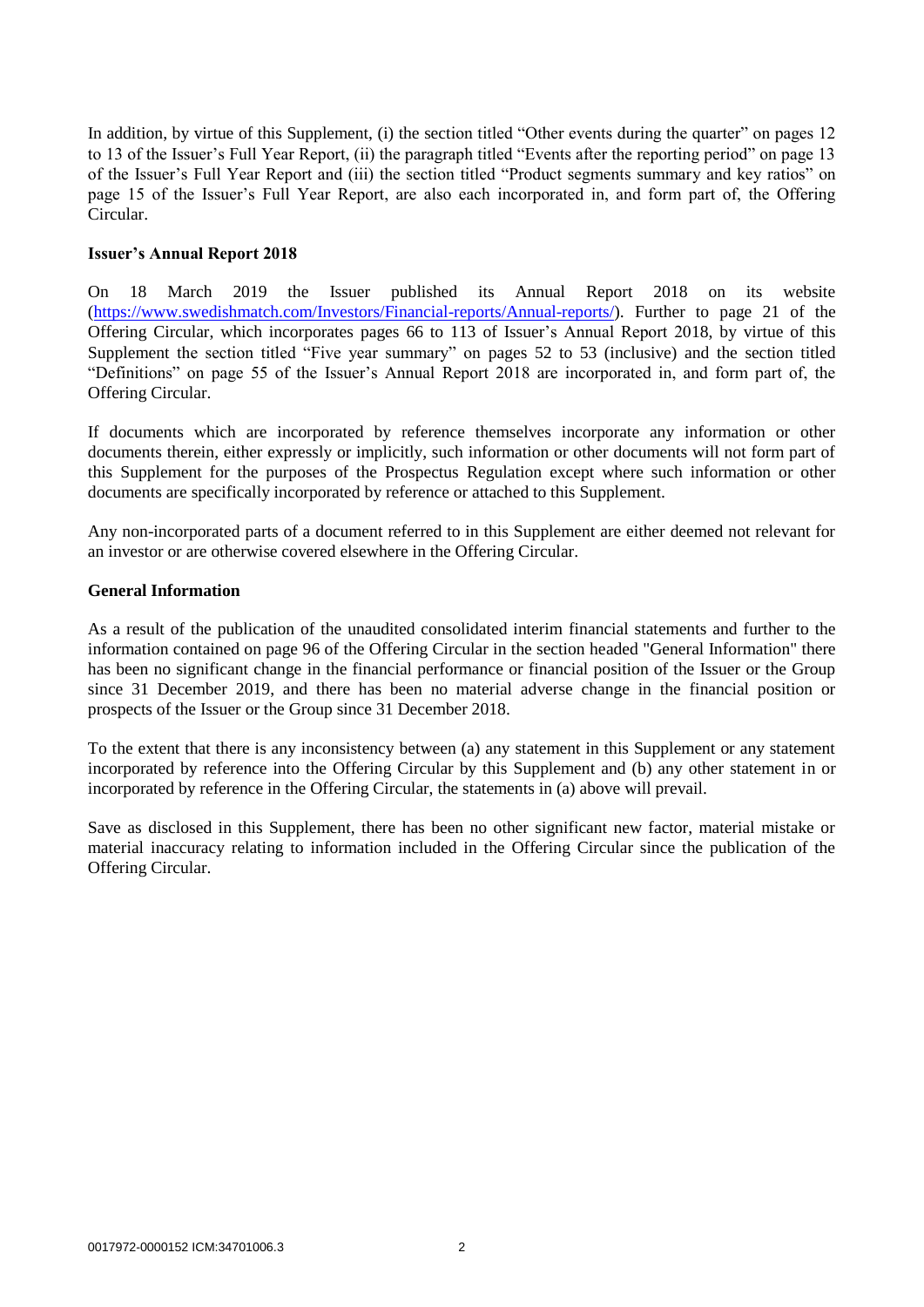In addition, by virtue of this Supplement, (i) the section titled "Other events during the quarter" on pages 12 to 13 of the Issuer's Full Year Report, (ii) the paragraph titled "Events after the reporting period" on page 13 of the Issuer's Full Year Report and (iii) the section titled "Product segments summary and key ratios" on page 15 of the Issuer's Full Year Report, are also each incorporated in, and form part of, the Offering Circular.

**Issuer's Annual Report 2018**

On 18 March 2019 the Issuer published its Annual Report 2018 on its website (https://www.swedishmatch.com/Investors/Financial-reports/Annual-reports/). Further to page 21 of the Offering Circular, which incorporates pages 66 to 113 of Issuer's Annual Report 2018, by virtue of this Supplement the section titled "Five year summary" on pages 52 to 53 (inclusive) and the section titled "Definitions" on page 55 of the Issuer's Annual Report 2018 are incorporated in, and form part of, the Offering Circular.

If documents which are incorporated by reference themselves incorporate any information or other documents therein, either expressly or implicitly, such information or other documents will not form part of this Supplement for the purposes of the Prospectus Regulation except where such information or other documents are specifically incorporated by reference or attached to this Supplement.

Any non-incorporated parts of a document referred to in this Supplement are either deemed not relevant for an investor or are otherwise covered elsewhere in the Offering Circular.

**General Information**

As a result of the publication of the unaudited consolidated interim financial statements and further to the information contained on page 96 of the Offering Circular in the section headed "General Information" there has been no significant change in the financial performance or financial position of the Issuer or the Group since 31 December 2019, and there has been no material adverse change in the financial position or prospects of the Issuer or the Group since 31 December 2018.

To the extent that there is any inconsistency between (a) any statement in this Supplement or any statement incorporated by reference into the Offering Circular by this Supplement and (b) any other statement in or incorporated by reference in the Offering Circular, the statements in (a) above will prevail.

Save as disclosed in this Supplement, there has been no other significant new factor, material mistake or material inaccuracy relating to information included in the Offering Circular since the publication of the Offering Circular.